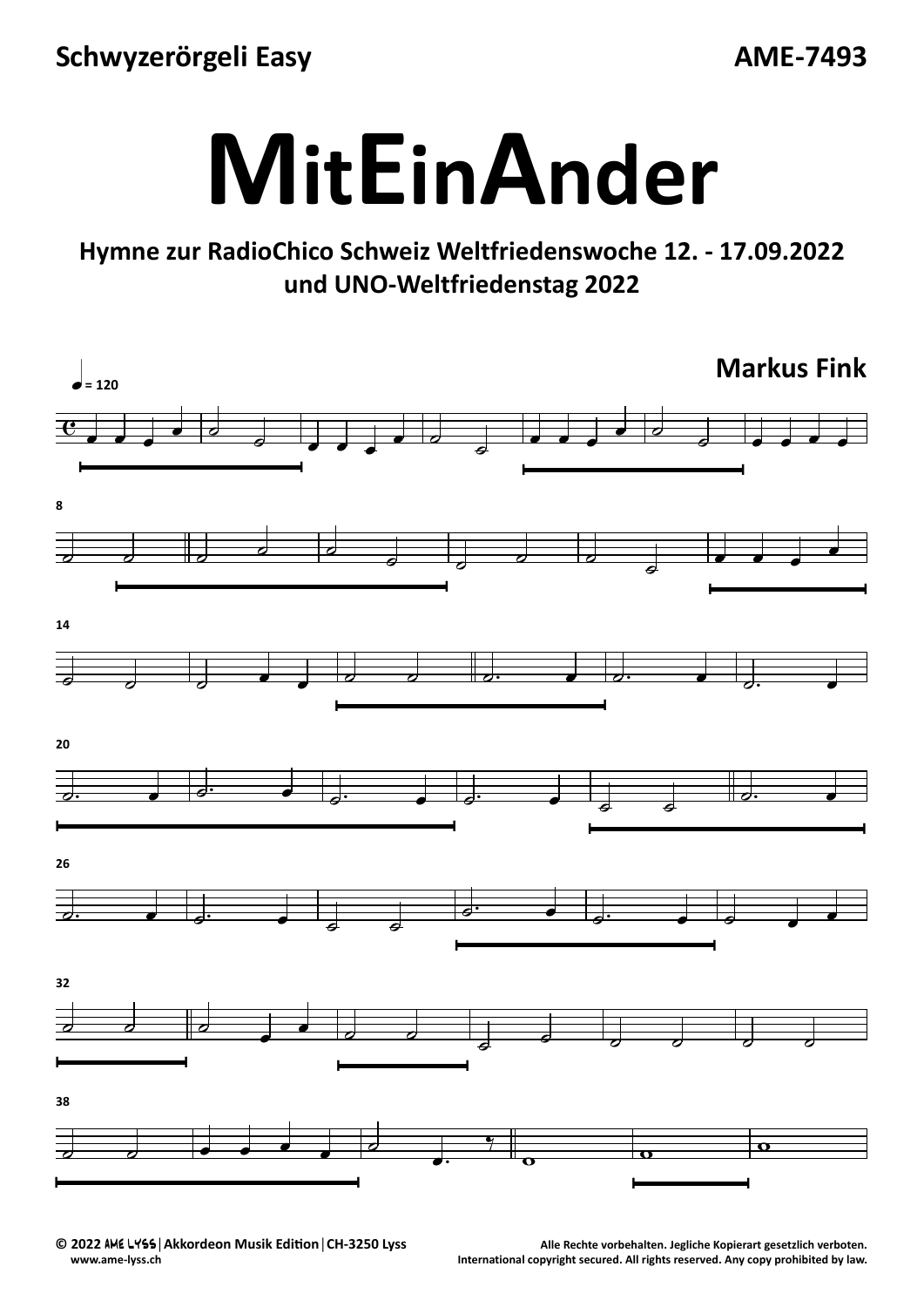Schwyzerörgeli Easy AME-7493

# MitEinAnder

## Hymne zur RadioChico Schweiz Weltfriedenswoche 12. - 17.09.2022 und UNO-Weltfriedenstag 2022

**Markus Fink**

♩ = 120

© 2022 AME LYSS | Akkordeon Musik Edition | CH-3250 Lyss
www.ame-lyss.ch

Alle Rechte vorbehalten. Jegliche Kopierart gesetzlich verboten.
International copyright secured. All rights reserved. Any copy prohibited by law.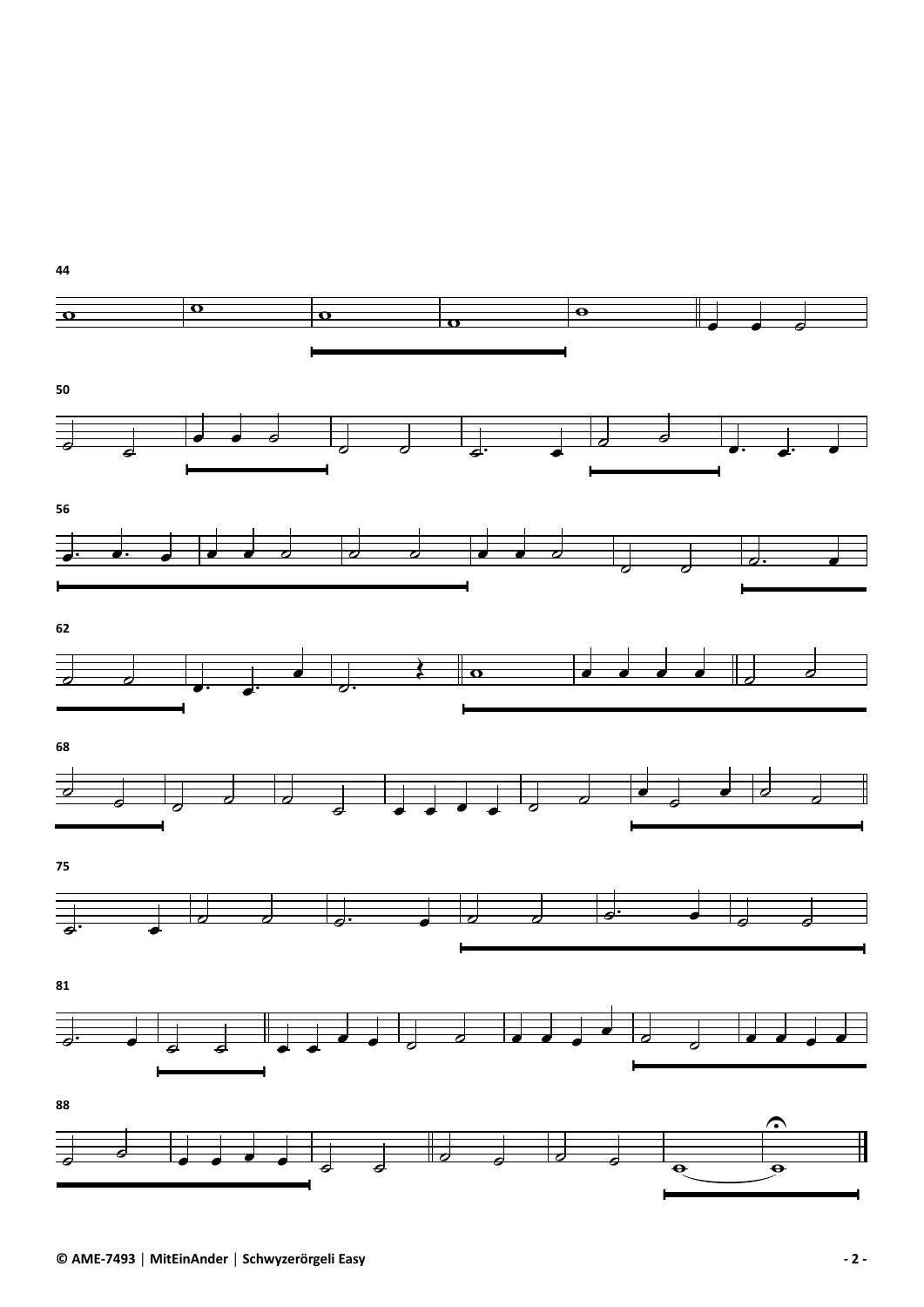44

50

56

62

68

75

81

88